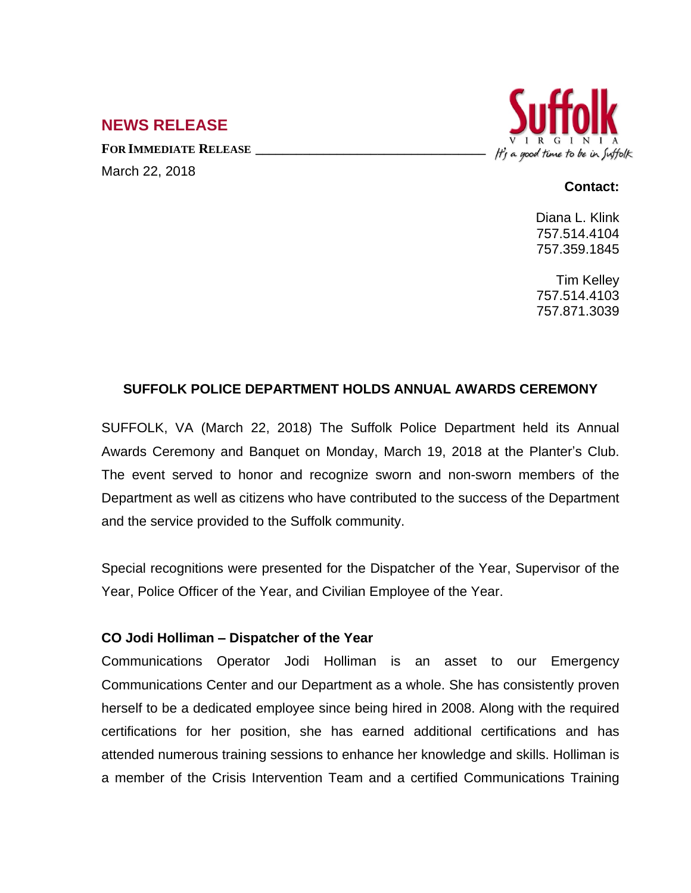## NEWS RELEASE

**FOR IMMEDIATE RELEASE**

March 22, 2018

Suffolk VIRGINIA *It's a good time to be in Suffolk*

**Contact:**

Diana L. Klink
757.514.4104
757.359.1845

Tim Kelley
757.514.4103
757.871.3039

### SUFFOLK POLICE DEPARTMENT HOLDS ANNUAL AWARDS CEREMONY

SUFFOLK, VA (March 22, 2018) The Suffolk Police Department held its Annual Awards Ceremony and Banquet on Monday, March 19, 2018 at the Planter's Club. The event served to honor and recognize sworn and non-sworn members of the Department as well as citizens who have contributed to the success of the Department and the service provided to the Suffolk community.

Special recognitions were presented for the Dispatcher of the Year, Supervisor of the Year, Police Officer of the Year, and Civilian Employee of the Year.

**CO Jodi Holliman – Dispatcher of the Year**

Communications Operator Jodi Holliman is an asset to our Emergency Communications Center and our Department as a whole. She has consistently proven herself to be a dedicated employee since being hired in 2008. Along with the required certifications for her position, she has earned additional certifications and has attended numerous training sessions to enhance her knowledge and skills. Holliman is a member of the Crisis Intervention Team and a certified Communications Training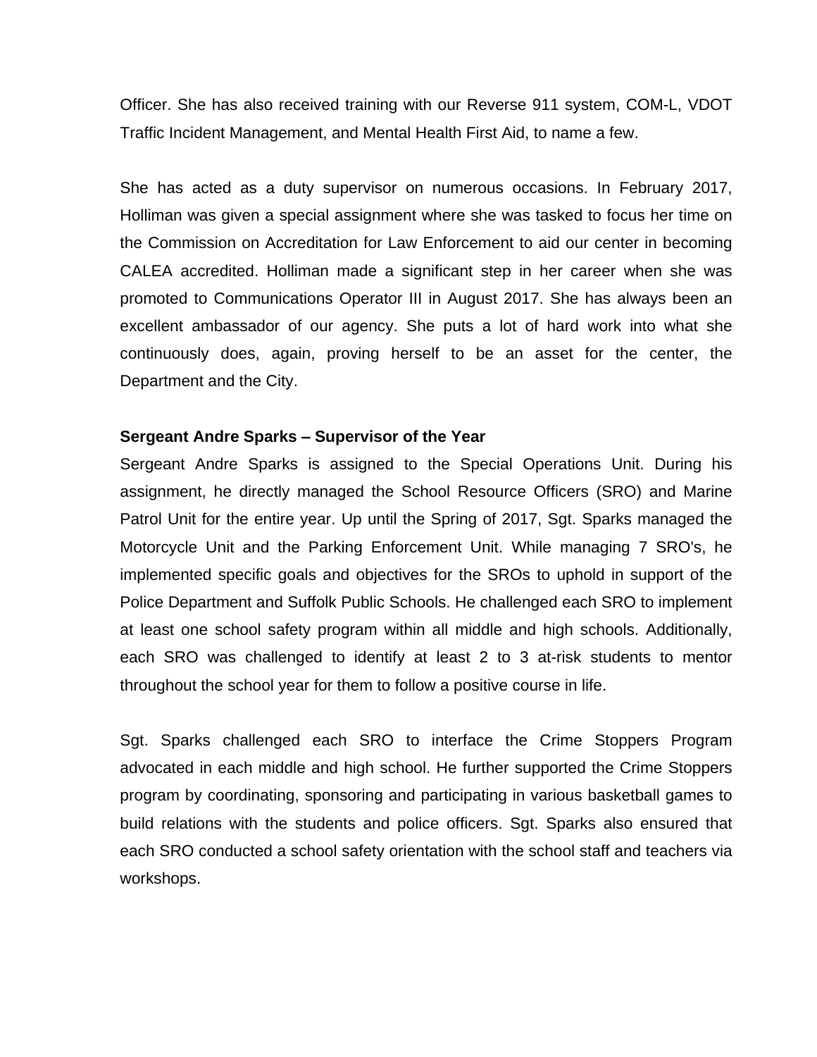Officer. She has also received training with our Reverse 911 system, COM-L, VDOT Traffic Incident Management, and Mental Health First Aid, to name a few.

She has acted as a duty supervisor on numerous occasions. In February 2017, Holliman was given a special assignment where she was tasked to focus her time on the Commission on Accreditation for Law Enforcement to aid our center in becoming CALEA accredited. Holliman made a significant step in her career when she was promoted to Communications Operator III in August 2017. She has always been an excellent ambassador of our agency. She puts a lot of hard work into what she continuously does, again, proving herself to be an asset for the center, the Department and the City.

**Sergeant Andre Sparks – Supervisor of the Year**

Sergeant Andre Sparks is assigned to the Special Operations Unit. During his assignment, he directly managed the School Resource Officers (SRO) and Marine Patrol Unit for the entire year. Up until the Spring of 2017, Sgt. Sparks managed the Motorcycle Unit and the Parking Enforcement Unit. While managing 7 SRO's, he implemented specific goals and objectives for the SROs to uphold in support of the Police Department and Suffolk Public Schools. He challenged each SRO to implement at least one school safety program within all middle and high schools. Additionally, each SRO was challenged to identify at least 2 to 3 at-risk students to mentor throughout the school year for them to follow a positive course in life.

Sgt. Sparks challenged each SRO to interface the Crime Stoppers Program advocated in each middle and high school. He further supported the Crime Stoppers program by coordinating, sponsoring and participating in various basketball games to build relations with the students and police officers. Sgt. Sparks also ensured that each SRO conducted a school safety orientation with the school staff and teachers via workshops.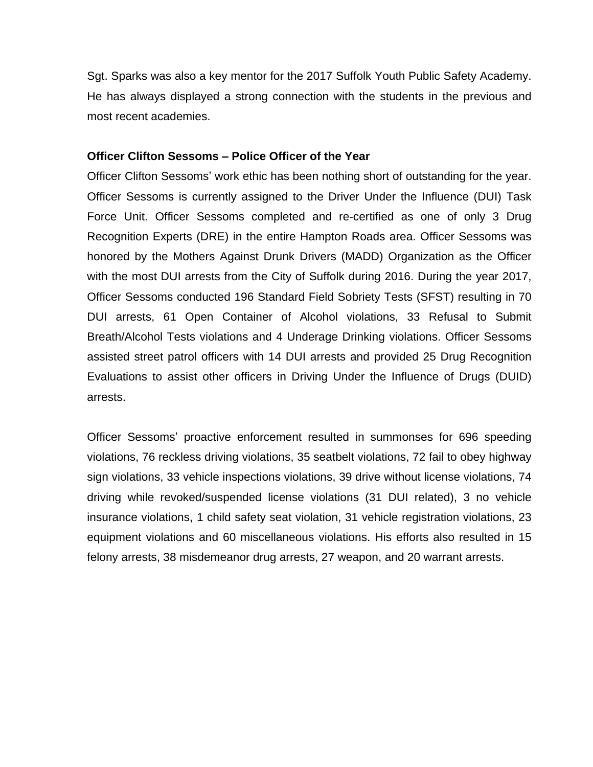Sgt. Sparks was also a key mentor for the 2017 Suffolk Youth Public Safety Academy. He has always displayed a strong connection with the students in the previous and most recent academies.

**Officer Clifton Sessoms – Police Officer of the Year**

Officer Clifton Sessoms' work ethic has been nothing short of outstanding for the year. Officer Sessoms is currently assigned to the Driver Under the Influence (DUI) Task Force Unit. Officer Sessoms completed and re-certified as one of only 3 Drug Recognition Experts (DRE) in the entire Hampton Roads area. Officer Sessoms was honored by the Mothers Against Drunk Drivers (MADD) Organization as the Officer with the most DUI arrests from the City of Suffolk during 2016. During the year 2017, Officer Sessoms conducted 196 Standard Field Sobriety Tests (SFST) resulting in 70 DUI arrests, 61 Open Container of Alcohol violations, 33 Refusal to Submit Breath/Alcohol Tests violations and 4 Underage Drinking violations. Officer Sessoms assisted street patrol officers with 14 DUI arrests and provided 25 Drug Recognition Evaluations to assist other officers in Driving Under the Influence of Drugs (DUID) arrests.

Officer Sessoms' proactive enforcement resulted in summonses for 696 speeding violations, 76 reckless driving violations, 35 seatbelt violations, 72 fail to obey highway sign violations, 33 vehicle inspections violations, 39 drive without license violations, 74 driving while revoked/suspended license violations (31 DUI related), 3 no vehicle insurance violations, 1 child safety seat violation, 31 vehicle registration violations, 23 equipment violations and 60 miscellaneous violations. His efforts also resulted in 15 felony arrests, 38 misdemeanor drug arrests, 27 weapon, and 20 warrant arrests.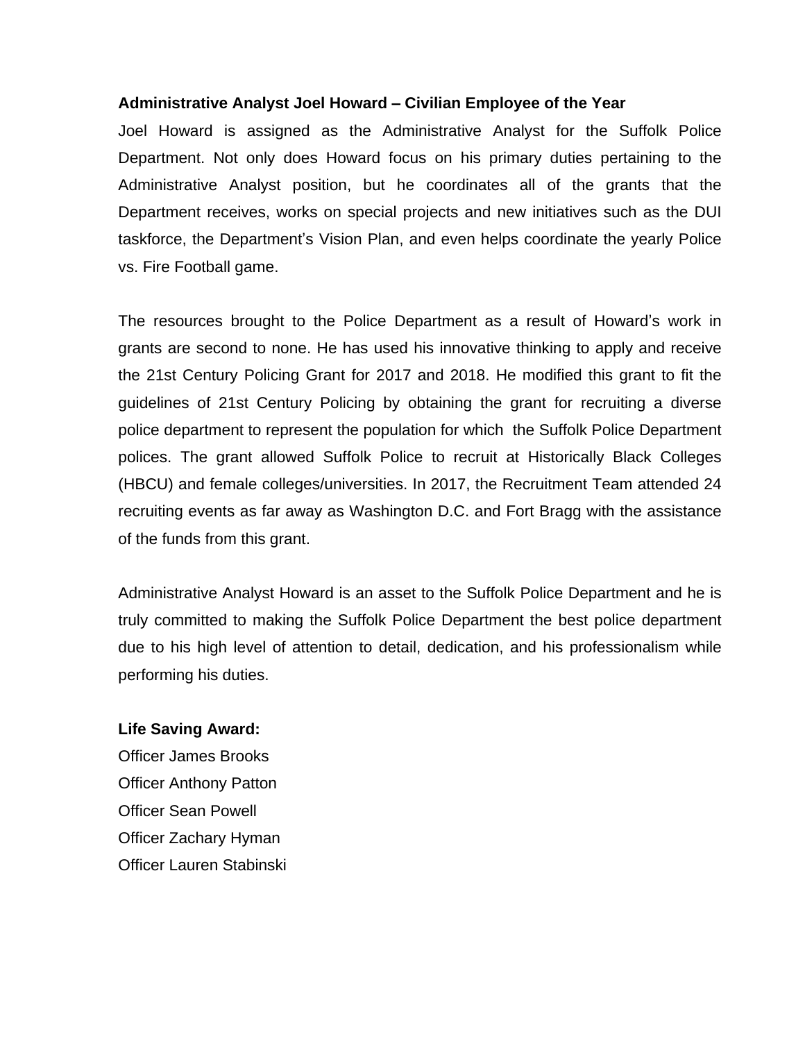**Administrative Analyst Joel Howard – Civilian Employee of the Year**

Joel Howard is assigned as the Administrative Analyst for the Suffolk Police Department. Not only does Howard focus on his primary duties pertaining to the Administrative Analyst position, but he coordinates all of the grants that the Department receives, works on special projects and new initiatives such as the DUI taskforce, the Department's Vision Plan, and even helps coordinate the yearly Police vs. Fire Football game.

The resources brought to the Police Department as a result of Howard's work in grants are second to none. He has used his innovative thinking to apply and receive the 21st Century Policing Grant for 2017 and 2018. He modified this grant to fit the guidelines of 21st Century Policing by obtaining the grant for recruiting a diverse police department to represent the population for which the Suffolk Police Department polices. The grant allowed Suffolk Police to recruit at Historically Black Colleges (HBCU) and female colleges/universities. In 2017, the Recruitment Team attended 24 recruiting events as far away as Washington D.C. and Fort Bragg with the assistance of the funds from this grant.

Administrative Analyst Howard is an asset to the Suffolk Police Department and he is truly committed to making the Suffolk Police Department the best police department due to his high level of attention to detail, dedication, and his professionalism while performing his duties.

**Life Saving Award:**

Officer James Brooks
Officer Anthony Patton
Officer Sean Powell
Officer Zachary Hyman
Officer Lauren Stabinski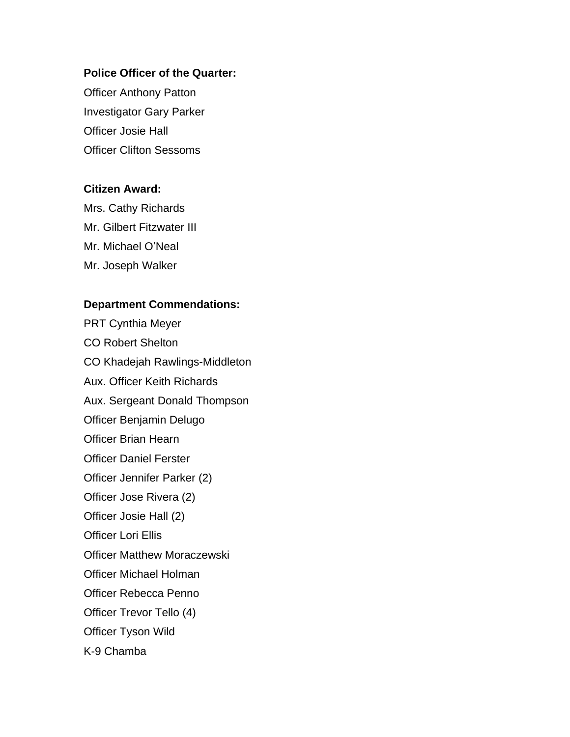**Police Officer of the Quarter:**

Officer Anthony Patton

Investigator Gary Parker

Officer Josie Hall

Officer Clifton Sessoms

**Citizen Award:**

Mrs. Cathy Richards

Mr. Gilbert Fitzwater III

Mr. Michael O’Neal

Mr. Joseph Walker

**Department Commendations:**

PRT Cynthia Meyer

CO Robert Shelton

CO Khadejah Rawlings-Middleton

Aux. Officer Keith Richards

Aux. Sergeant Donald Thompson

Officer Benjamin Delugo

Officer Brian Hearn

Officer Daniel Ferster

Officer Jennifer Parker (2)

Officer Jose Rivera (2)

Officer Josie Hall (2)

Officer Lori Ellis

Officer Matthew Moraczewski

Officer Michael Holman

Officer Rebecca Penno

Officer Trevor Tello (4)

Officer Tyson Wild

K-9 Chamba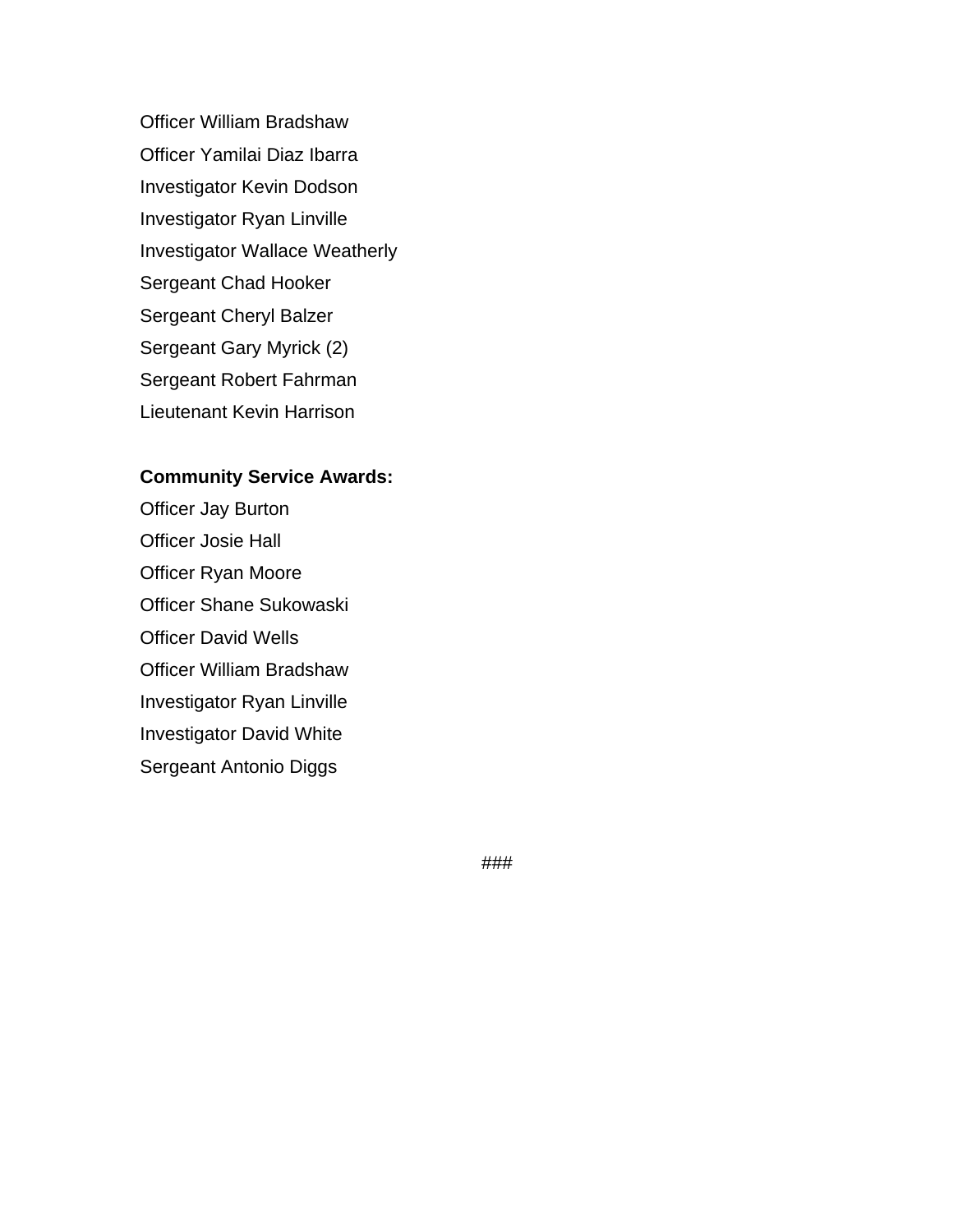Officer William Bradshaw

Officer Yamilai Diaz Ibarra

Investigator Kevin Dodson

Investigator Ryan Linville

Investigator Wallace Weatherly

Sergeant Chad Hooker

Sergeant Cheryl Balzer

Sergeant Gary Myrick (2)

Sergeant Robert Fahrman

Lieutenant Kevin Harrison

**Community Service Awards:**

Officer Jay Burton

Officer Josie Hall

Officer Ryan Moore

Officer Shane Sukowaski

Officer David Wells

Officer William Bradshaw

Investigator Ryan Linville

Investigator David White

Sergeant Antonio Diggs

###